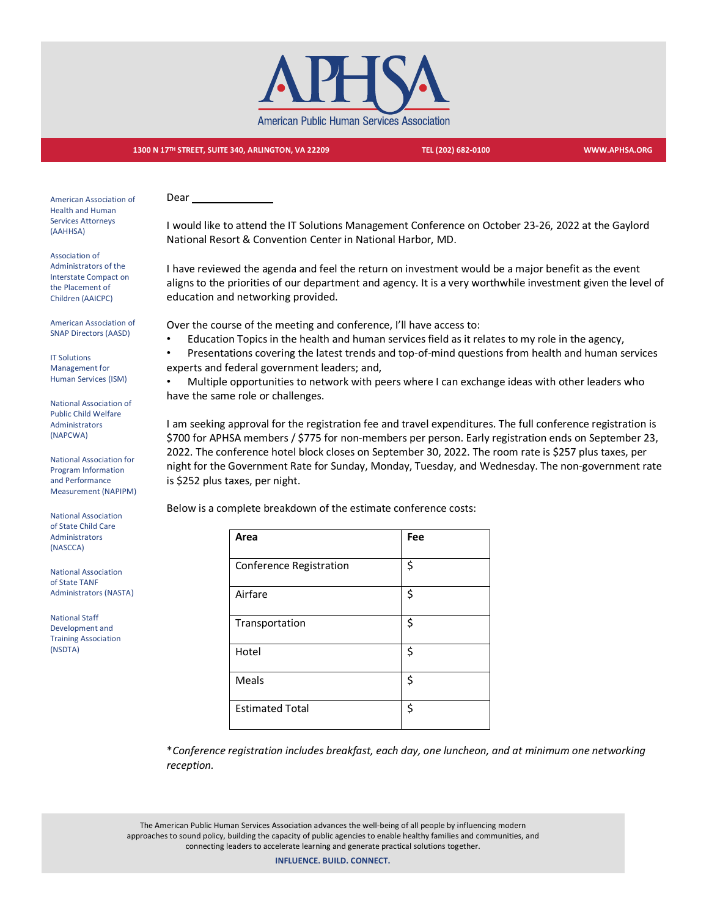# APHSA

American Public Human Services Association

1300 N 17TH STREET, SUITE 340, ARLINGTON, VA 22209 TEL (202) 682-0100 WWW.APHSA.ORG

American Association of Health and Human Services Attorneys (AAHHSA)

Association of Administrators of the Interstate Compact on the Placement of Children (AAICPC)

American Association of SNAP Directors (AASD)

IT Solutions Management for Human Services (ISM)

National Association of Public Child Welfare Administrators (NAPCWA)

National Association for Program Information and Performance Measurement (NAPIPM)

National Association of State Child Care Administrators (NASCCA)

National Association of State TANF Administrators (NASTA)

National Staff Development and Training Association (NSDTA)

Dear \_\_\_\_\_\_\_\_\_\_\_\_\_\_

I would like to attend the IT Solutions Management Conference on October 23-26, 2022 at the Gaylord National Resort & Convention Center in National Harbor, MD.

I have reviewed the agenda and feel the return on investment would be a major benefit as the event aligns to the priorities of our department and agency. It is a very worthwhile investment given the level of education and networking provided.

Over the course of the meeting and conference, I'll have access to:

- Education Topics in the health and human services field as it relates to my role in the agency,
- Presentations covering the latest trends and top-of-mind questions from health and human services experts and federal government leaders; and,
- Multiple opportunities to network with peers where I can exchange ideas with other leaders who have the same role or challenges.

I am seeking approval for the registration fee and travel expenditures. The full conference registration is $700 for APHSA members / $775 for non-members per person. Early registration ends on September 23, 2022. The conference hotel block closes on September 30, 2022. The room rate is $257 plus taxes, per night for the Government Rate for Sunday, Monday, Tuesday, and Wednesday. The non-government rate is $252 plus taxes, per night.

Below is a complete breakdown of the estimate conference costs:

| Area | Fee |
|---|---|
| Conference Registration | $ |
| Airfare | $ |
| Transportation | $ |
| Hotel | $ |
| Meals | $ |
| Estimated Total | $ |

*\*Conference registration includes breakfast, each day, one luncheon, and at minimum one networking reception.*

The American Public Human Services Association advances the well-being of all people by influencing modern approaches to sound policy, building the capacity of public agencies to enable healthy families and communities, and connecting leaders to accelerate learning and generate practical solutions together.

**INFLUENCE. BUILD. CONNECT.**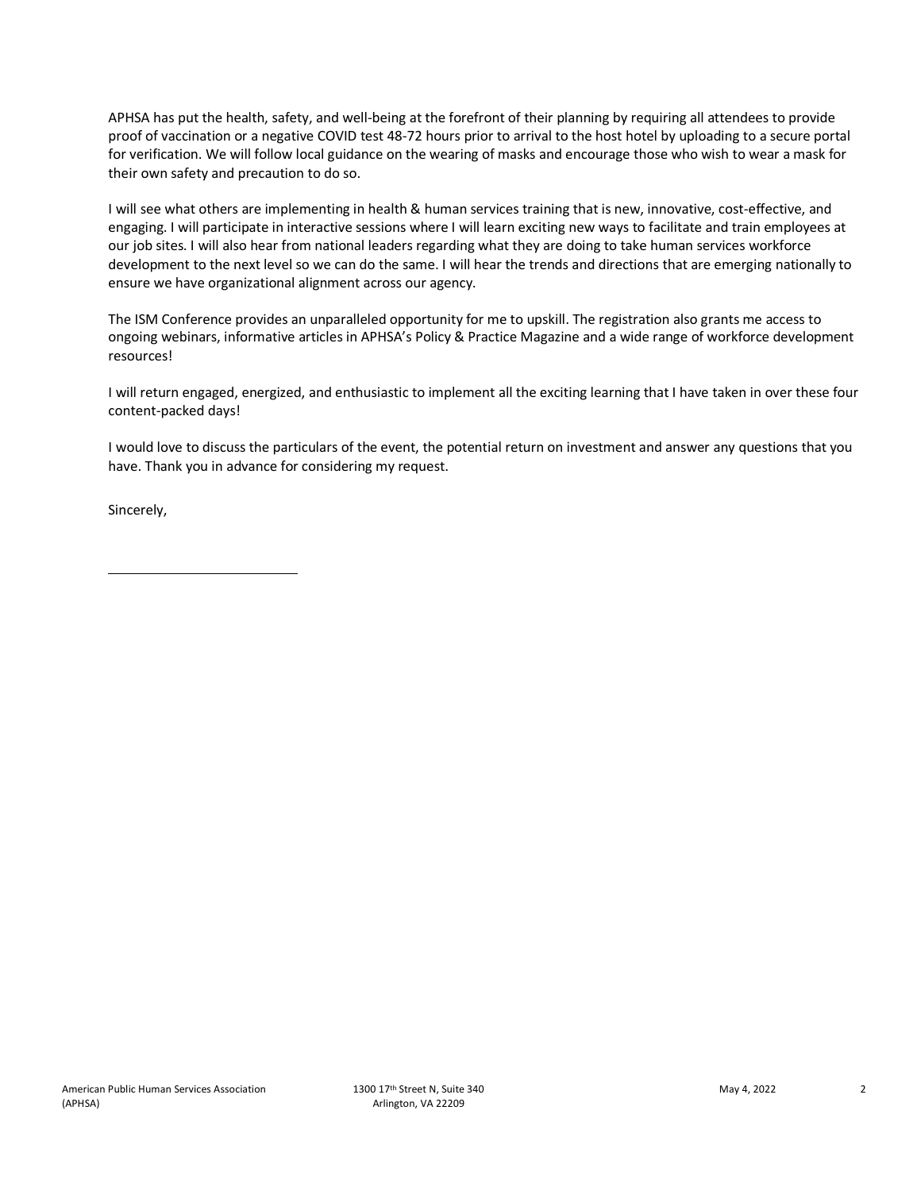APHSA has put the health, safety, and well-being at the forefront of their planning by requiring all attendees to provide proof of vaccination or a negative COVID test 48-72 hours prior to arrival to the host hotel by uploading to a secure portal for verification. We will follow local guidance on the wearing of masks and encourage those who wish to wear a mask for their own safety and precaution to do so.

I will see what others are implementing in health & human services training that is new, innovative, cost-effective, and engaging. I will participate in interactive sessions where I will learn exciting new ways to facilitate and train employees at our job sites. I will also hear from national leaders regarding what they are doing to take human services workforce development to the next level so we can do the same. I will hear the trends and directions that are emerging nationally to ensure we have organizational alignment across our agency.

The ISM Conference provides an unparalleled opportunity for me to upskill. The registration also grants me access to ongoing webinars, informative articles in APHSA's Policy & Practice Magazine and a wide range of workforce development resources!

I will return engaged, energized, and enthusiastic to implement all the exciting learning that I have taken in over these four content-packed days!

I would love to discuss the particulars of the event, the potential return on investment and answer any questions that you have. Thank you in advance for considering my request.

Sincerely,

\_\_\_\_\_\_\_\_\_\_\_\_\_\_\_\_\_\_\_\_\_\_\_\_\_\_